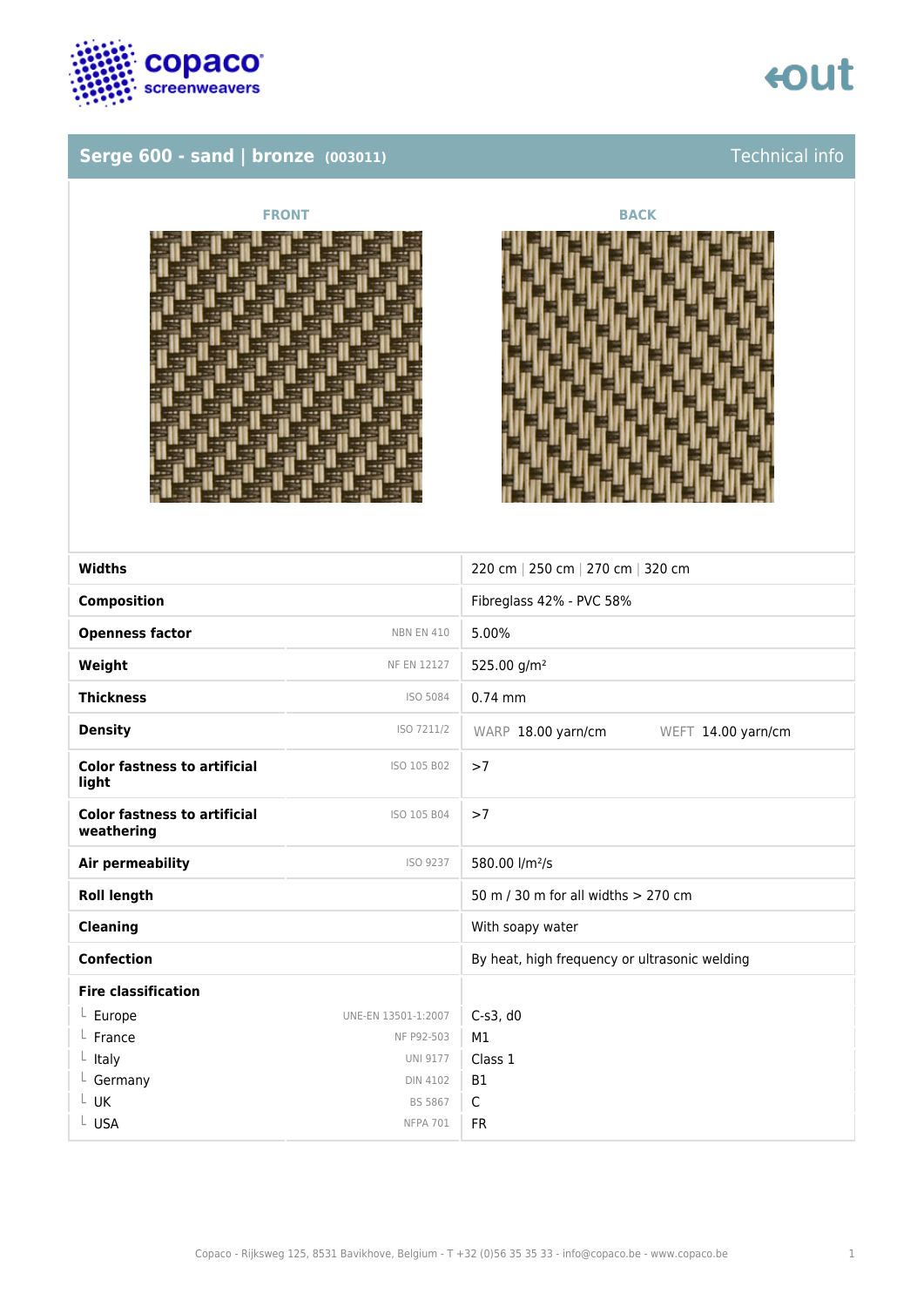## Serge 600 - sand | bronze (003011) Technical info

FRONT

BACK

| | | |
|---|---|---|
| **Widths** | | 220 cm \| 250 cm \| 270 cm \| 320 cm |
| **Composition** | | Fibreglass 42% - PVC 58% |
| **Openness factor** | NBN EN 410 | 5.00% |
| **Weight** | NF EN 12127 | 525.00 g/m² |
| **Thickness** | ISO 5084 | 0.74 mm |
| **Density** | ISO 7211/2 | WARP 18.00 yarn/cm WEFT 14.00 yarn/cm |
| **Color fastness to artificial light** | ISO 105 B02 | >7 |
| **Color fastness to artificial weathering** | ISO 105 B04 | >7 |
| **Air permeability** | ISO 9237 | 580.00 l/m²/s |
| **Roll length** | | 50 m / 30 m for all widths > 270 cm |
| **Cleaning** | | With soapy water |
| **Confection** | | By heat, high frequency or ultrasonic welding |
| **Fire classification** | | |
| └ Europe | UNE-EN 13501-1:2007 | C-s3, d0 |
| └ France | NF P92-503 | M1 |
| └ Italy | UNI 9177 | Class 1 |
| └ Germany | DIN 4102 | B1 |
| └ UK | BS 5867 | C |
| └ USA | NFPA 701 | FR |

Copaco - Rijksweg 125, 8531 Bavikhove, Belgium - T +32 (0)56 35 35 33 - info@copaco.be - www.copaco.be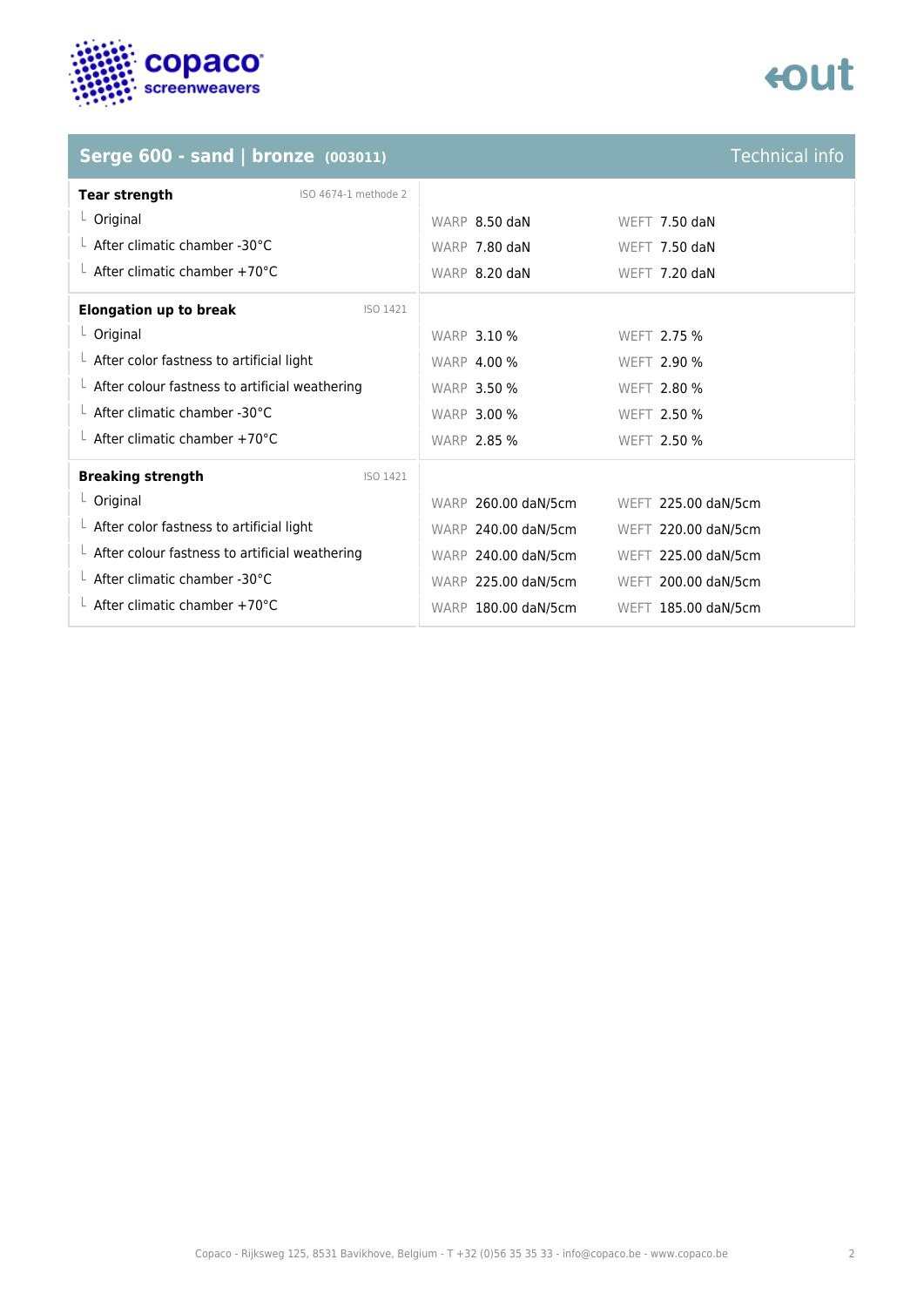## Serge 600 - sand | bronze (003011)

Technical info

| Tear strength (ISO 4674-1 methode 2) | WARP | WEFT |
|---|---|---|
| Original | 8.50 daN | 7.50 daN |
| After climatic chamber -30°C | 7.80 daN | 7.50 daN |
| After climatic chamber +70°C | 8.20 daN | 7.20 daN |

| Elongation up to break (ISO 1421) | WARP | WEFT |
|---|---|---|
| Original | 3.10 % | 2.75 % |
| After color fastness to artificial light | 4.00 % | 2.90 % |
| After colour fastness to artificial weathering | 3.50 % | 2.80 % |
| After climatic chamber -30°C | 3.00 % | 2.50 % |
| After climatic chamber +70°C | 2.85 % | 2.50 % |

| Breaking strength (ISO 1421) | WARP | WEFT |
|---|---|---|
| Original | 260.00 daN/5cm | 225.00 daN/5cm |
| After color fastness to artificial light | 240.00 daN/5cm | 220.00 daN/5cm |
| After colour fastness to artificial weathering | 240.00 daN/5cm | 225.00 daN/5cm |
| After climatic chamber -30°C | 225.00 daN/5cm | 200.00 daN/5cm |
| After climatic chamber +70°C | 180.00 daN/5cm | 185.00 daN/5cm |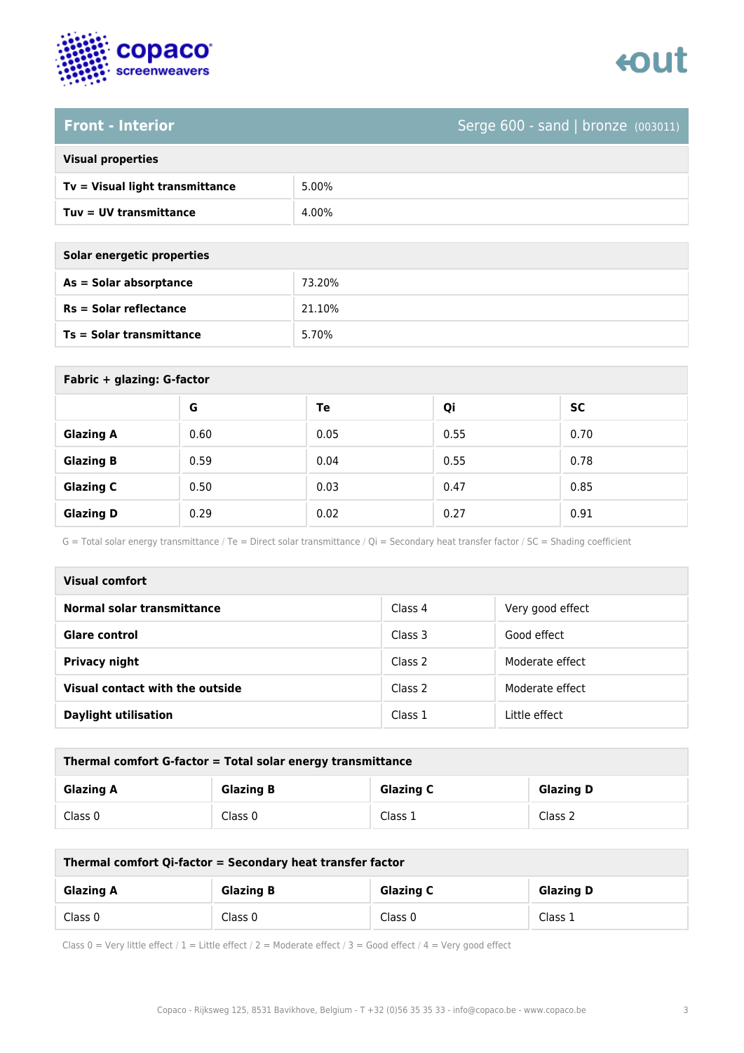## Front - Interior

Serge 600 - sand | bronze (003011)

| Visual properties | |
|---|---|
| **Tv = Visual light transmittance** | 5.00% |
| **Tuv = UV transmittance** | 4.00% |

| Solar energetic properties | |
|---|---|
| **As = Solar absorptance** | 73.20% |
| **Rs = Solar reflectance** | 21.10% |
| **Ts = Solar transmittance** | 5.70% |

**Fabric + glazing: G-factor**

| | G | Te | Qi | SC |
|---|---|---|---|---|
| **Glazing A** | 0.60 | 0.05 | 0.55 | 0.70 |
| **Glazing B** | 0.59 | 0.04 | 0.55 | 0.78 |
| **Glazing C** | 0.50 | 0.03 | 0.47 | 0.85 |
| **Glazing D** | 0.29 | 0.02 | 0.27 | 0.91 |

G = Total solar energy transmittance / Te = Direct solar transmittance / Qi = Secondary heat transfer factor / SC = Shading coefficient

| Visual comfort | | |
|---|---|---|
| **Normal solar transmittance** | Class 4 | Very good effect |
| **Glare control** | Class 3 | Good effect |
| **Privacy night** | Class 2 | Moderate effect |
| **Visual contact with the outside** | Class 2 | Moderate effect |
| **Daylight utilisation** | Class 1 | Little effect |

**Thermal comfort G-factor = Total solar energy transmittance**

| Glazing A | Glazing B | Glazing C | Glazing D |
|---|---|---|---|
| Class 0 | Class 0 | Class 1 | Class 2 |

**Thermal comfort Qi-factor = Secondary heat transfer factor**

| Glazing A | Glazing B | Glazing C | Glazing D |
|---|---|---|---|
| Class 0 | Class 0 | Class 0 | Class 1 |

Class 0 = Very little effect / 1 = Little effect / 2 = Moderate effect / 3 = Good effect / 4 = Very good effect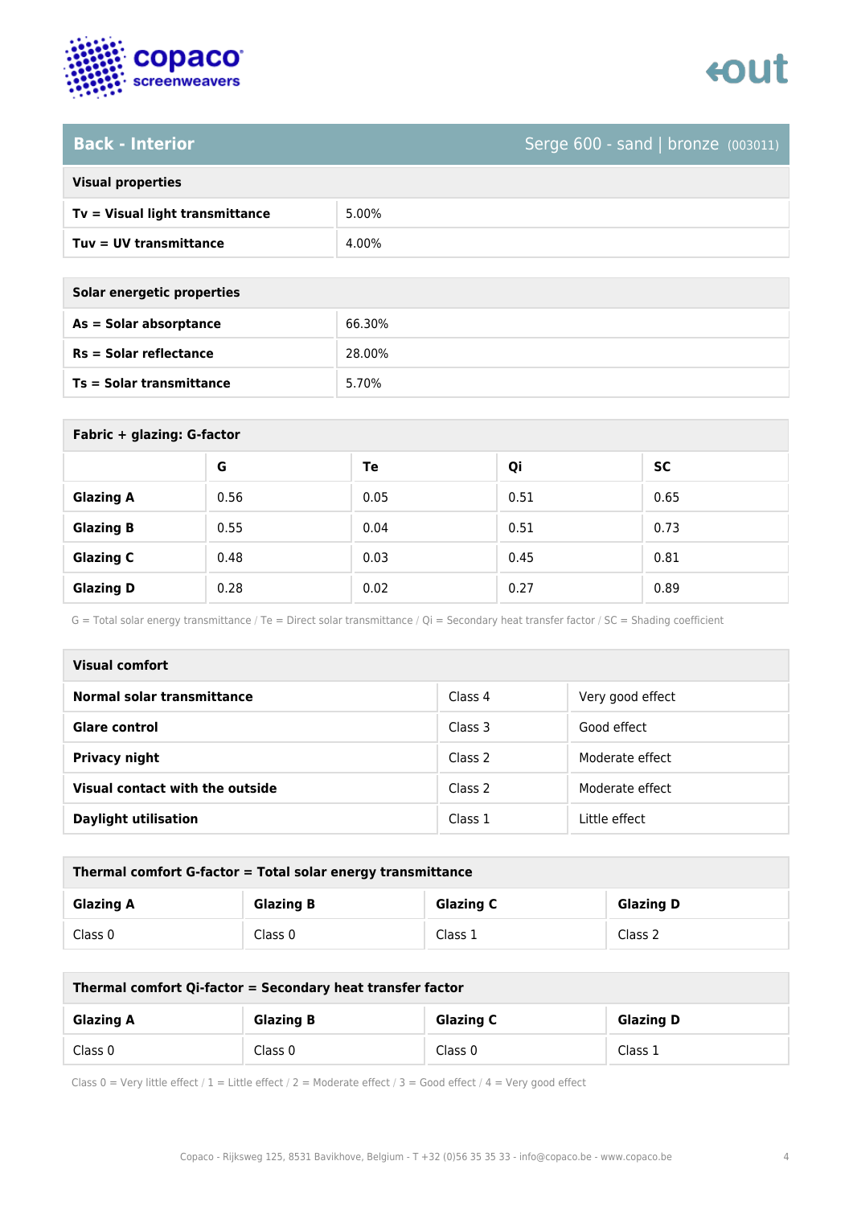## Back - Interior

Serge 600 - sand | bronze (003011)

| Visual properties | |
|---|---|
| **Tv = Visual light transmittance** | 5.00% |
| **Tuv = UV transmittance** | 4.00% |

| Solar energetic properties | |
|---|---|
| **As = Solar absorptance** | 66.30% |
| **Rs = Solar reflectance** | 28.00% |
| **Ts = Solar transmittance** | 5.70% |

**Fabric + glazing: G-factor**

| | G | Te | Qi | SC |
|---|---|---|---|---|
| **Glazing A** | 0.56 | 0.05 | 0.51 | 0.65 |
| **Glazing B** | 0.55 | 0.04 | 0.51 | 0.73 |
| **Glazing C** | 0.48 | 0.03 | 0.45 | 0.81 |
| **Glazing D** | 0.28 | 0.02 | 0.27 | 0.89 |

G = Total solar energy transmittance / Te = Direct solar transmittance / Qi = Secondary heat transfer factor / SC = Shading coefficient

| Visual comfort | | |
|---|---|---|
| **Normal solar transmittance** | Class 4 | Very good effect |
| **Glare control** | Class 3 | Good effect |
| **Privacy night** | Class 2 | Moderate effect |
| **Visual contact with the outside** | Class 2 | Moderate effect |
| **Daylight utilisation** | Class 1 | Little effect |

**Thermal comfort G-factor = Total solar energy transmittance**

| Glazing A | Glazing B | Glazing C | Glazing D |
|---|---|---|---|
| Class 0 | Class 0 | Class 1 | Class 2 |

**Thermal comfort Qi-factor = Secondary heat transfer factor**

| Glazing A | Glazing B | Glazing C | Glazing D |
|---|---|---|---|
| Class 0 | Class 0 | Class 0 | Class 1 |

Class 0 = Very little effect / 1 = Little effect / 2 = Moderate effect / 3 = Good effect / 4 = Very good effect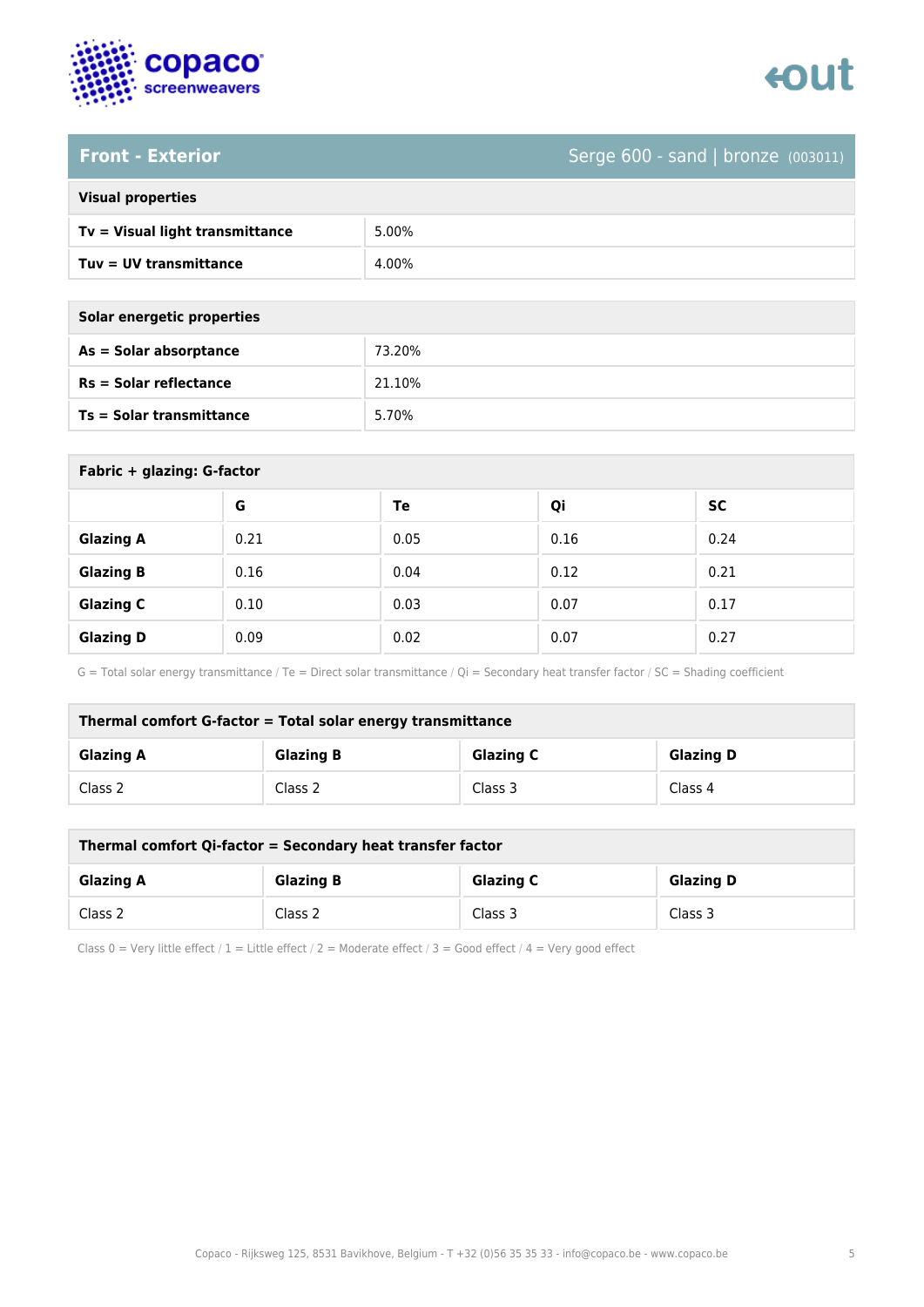## Front - Exterior

Serge 600 - sand | bronze (003011)

| Visual properties | |
|---|---|
| **Tv = Visual light transmittance** | 5.00% |
| **Tuv = UV transmittance** | 4.00% |

| Solar energetic properties | |
|---|---|
| **As = Solar absorptance** | 73.20% |
| **Rs = Solar reflectance** | 21.10% |
| **Ts = Solar transmittance** | 5.70% |

**Fabric + glazing: G-factor**

| | G | Te | Qi | SC |
|---|---|---|---|---|
| **Glazing A** | 0.21 | 0.05 | 0.16 | 0.24 |
| **Glazing B** | 0.16 | 0.04 | 0.12 | 0.21 |
| **Glazing C** | 0.10 | 0.03 | 0.07 | 0.17 |
| **Glazing D** | 0.09 | 0.02 | 0.07 | 0.27 |

G = Total solar energy transmittance / Te = Direct solar transmittance / Qi = Secondary heat transfer factor / SC = Shading coefficient

**Thermal comfort G-factor = Total solar energy transmittance**

| Glazing A | Glazing B | Glazing C | Glazing D |
|---|---|---|---|
| Class 2 | Class 2 | Class 3 | Class 4 |

**Thermal comfort Qi-factor = Secondary heat transfer factor**

| Glazing A | Glazing B | Glazing C | Glazing D |
|---|---|---|---|
| Class 2 | Class 2 | Class 3 | Class 3 |

Class 0 = Very little effect / 1 = Little effect / 2 = Moderate effect / 3 = Good effect / 4 = Very good effect

Copaco - Rijksweg 125, 8531 Bavikhove, Belgium - T +32 (0)56 35 35 33 - info@copaco.be - www.copaco.be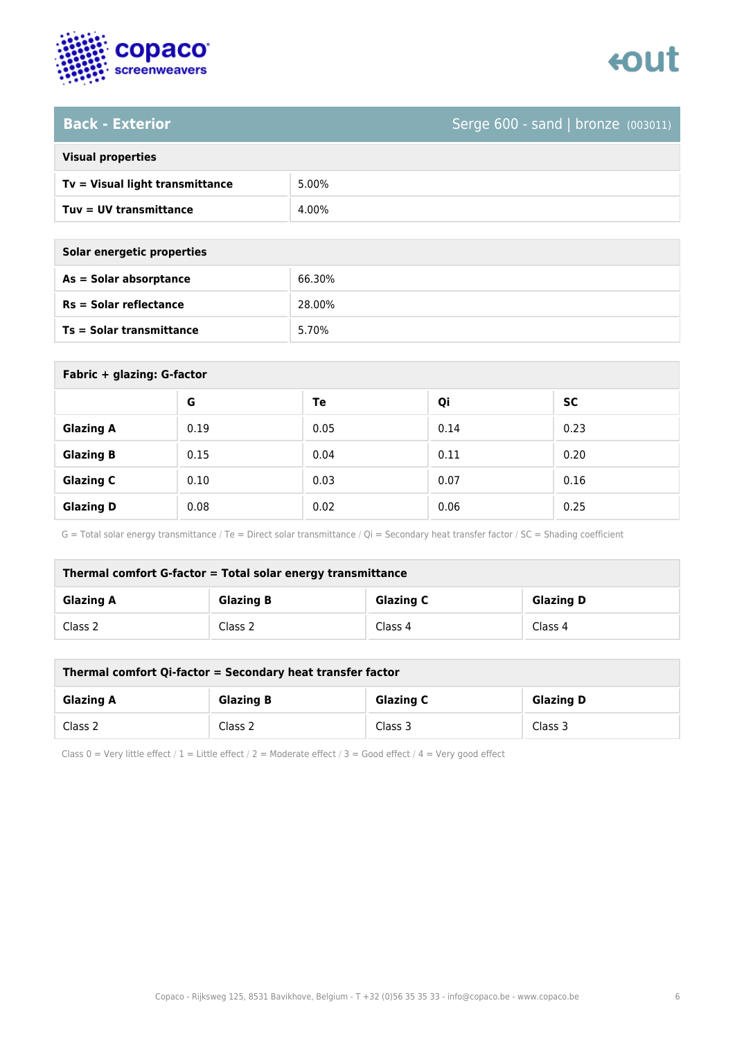## Back - Exterior

Serge 600 - sand | bronze (003011)

| Visual properties | |
|---|---|
| **Tv = Visual light transmittance** | 5.00% |
| **Tuv = UV transmittance** | 4.00% |

| Solar energetic properties | |
|---|---|
| **As = Solar absorptance** | 66.30% |
| **Rs = Solar reflectance** | 28.00% |
| **Ts = Solar transmittance** | 5.70% |

**Fabric + glazing: G-factor**

| | G | Te | Qi | SC |
|---|---|---|---|---|
| **Glazing A** | 0.19 | 0.05 | 0.14 | 0.23 |
| **Glazing B** | 0.15 | 0.04 | 0.11 | 0.20 |
| **Glazing C** | 0.10 | 0.03 | 0.07 | 0.16 |
| **Glazing D** | 0.08 | 0.02 | 0.06 | 0.25 |

G = Total solar energy transmittance / Te = Direct solar transmittance / Qi = Secondary heat transfer factor / SC = Shading coefficient

**Thermal comfort G-factor = Total solar energy transmittance**

| Glazing A | Glazing B | Glazing C | Glazing D |
|---|---|---|---|
| Class 2 | Class 2 | Class 4 | Class 4 |

**Thermal comfort Qi-factor = Secondary heat transfer factor**

| Glazing A | Glazing B | Glazing C | Glazing D |
|---|---|---|---|
| Class 2 | Class 2 | Class 3 | Class 3 |

Class 0 = Very little effect / 1 = Little effect / 2 = Moderate effect / 3 = Good effect / 4 = Very good effect

Copaco - Rijksweg 125, 8531 Bavikhove, Belgium - T +32 (0)56 35 35 33 - info@copaco.be - www.copaco.be